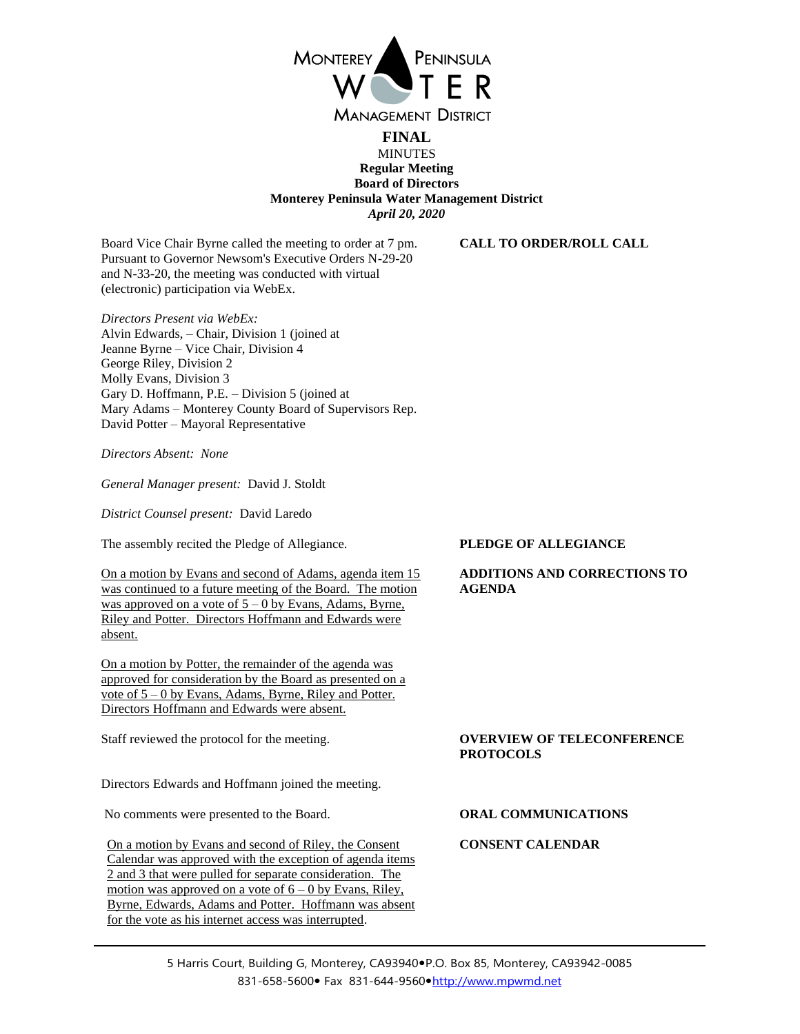**MONTEREY PENINSULA WATER MANAGEMENT DISTRICT**

# FINAL

MINUTES
**Regular Meeting**
**Board of Directors**
**Monterey Peninsula Water Management District**
*April 20, 2020*

**CALL TO ORDER/ROLL CALL**

Board Vice Chair Byrne called the meeting to order at 7 pm. Pursuant to Governor Newsom's Executive Orders N-29-20 and N-33-20, the meeting was conducted with virtual (electronic) participation via WebEx.

*Directors Present via WebEx:*
Alvin Edwards, – Chair, Division 1 (joined at
Jeanne Byrne – Vice Chair, Division 4
George Riley, Division 2
Molly Evans, Division 3
Gary D. Hoffmann, P.E. – Division 5 (joined at
Mary Adams – Monterey County Board of Supervisors Rep.
David Potter – Mayoral Representative

*Directors Absent:* *None*

*General Manager present:* David J. Stoldt

*District Counsel present:* David Laredo

**PLEDGE OF ALLEGIANCE**

The assembly recited the Pledge of Allegiance.

**ADDITIONS AND CORRECTIONS TO AGENDA**

On a motion by Evans and second of Adams, agenda item 15 was continued to a future meeting of the Board. The motion was approved on a vote of 5 – 0 by Evans, Adams, Byrne, Riley and Potter. Directors Hoffmann and Edwards were absent.

On a motion by Potter, the remainder of the agenda was approved for consideration by the Board as presented on a vote of 5 – 0 by Evans, Adams, Byrne, Riley and Potter. Directors Hoffmann and Edwards were absent.

**OVERVIEW OF TELECONFERENCE PROTOCOLS**

Staff reviewed the protocol for the meeting.

Directors Edwards and Hoffmann joined the meeting.

**ORAL COMMUNICATIONS**

No comments were presented to the Board.

**CONSENT CALENDAR**

On a motion by Evans and second of Riley, the Consent Calendar was approved with the exception of agenda items 2 and 3 that were pulled for separate consideration. The motion was approved on a vote of 6 – 0 by Evans, Riley, Byrne, Edwards, Adams and Potter. Hoffmann was absent for the vote as his internet access was interrupted.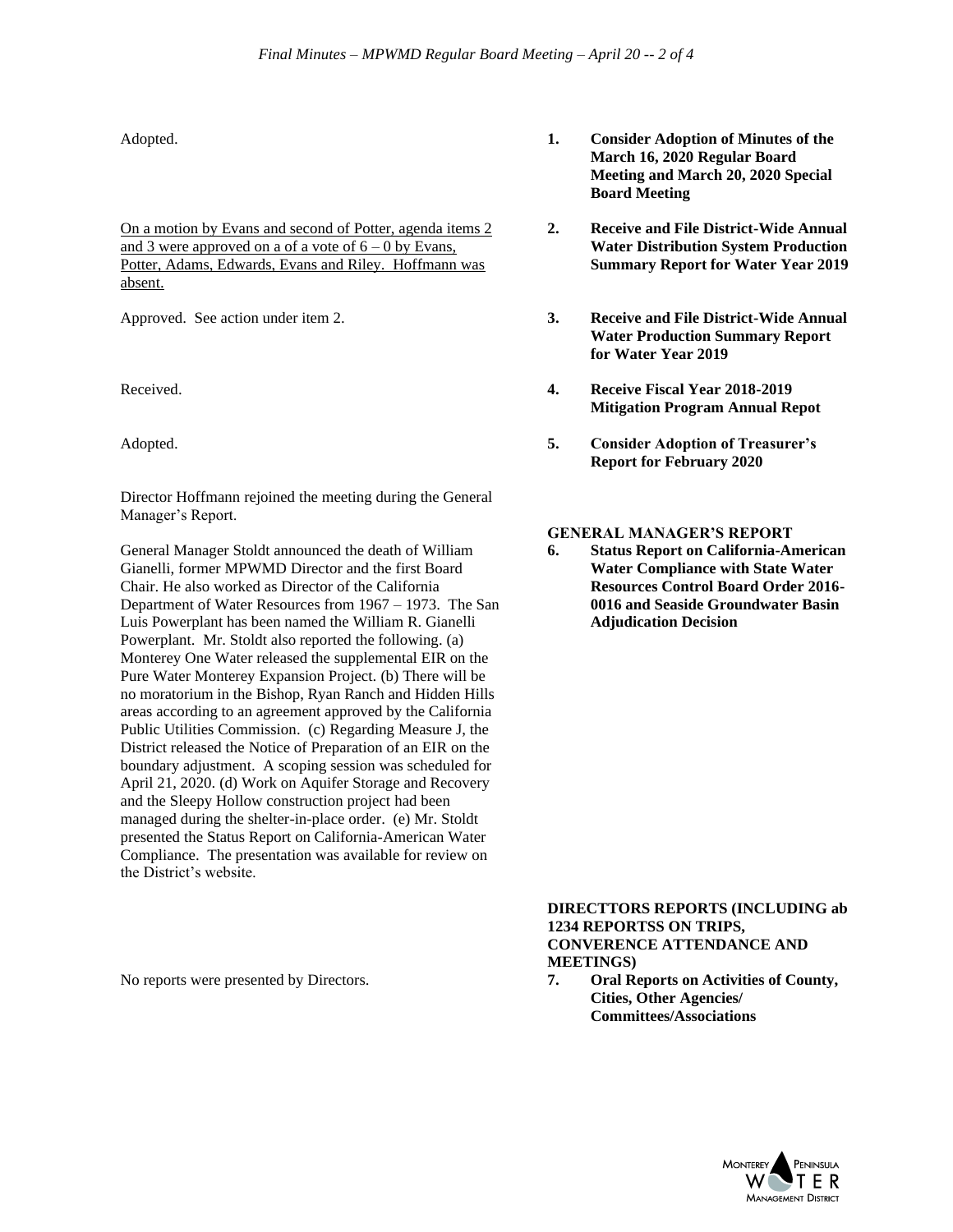**1. Consider Adoption of Minutes of the March 16, 2020 Regular Board Meeting and March 20, 2020 Special Board Meeting**

Adopted.

**2. Receive and File District-Wide Annual Water Distribution System Production Summary Report for Water Year 2019**

On a motion by Evans and second of Potter, agenda items 2 and 3 were approved on a of a vote of 6 – 0 by Evans, Potter, Adams, Edwards, Evans and Riley. Hoffmann was absent.

**3. Receive and File District-Wide Annual Water Production Summary Report for Water Year 2019**

Approved. See action under item 2.

**4. Receive Fiscal Year 2018-2019 Mitigation Program Annual Repot**

Received.

**5. Consider Adoption of Treasurer's Report for February 2020**

Adopted.

Director Hoffmann rejoined the meeting during the General Manager's Report.

**GENERAL MANAGER'S REPORT**

**6. Status Report on California-American Water Compliance with State Water Resources Control Board Order 2016-0016 and Seaside Groundwater Basin Adjudication Decision**

General Manager Stoldt announced the death of William Gianelli, former MPWMD Director and the first Board Chair. He also worked as Director of the California Department of Water Resources from 1967 – 1973. The San Luis Powerplant has been named the William R. Gianelli Powerplant. Mr. Stoldt also reported the following. (a) Monterey One Water released the supplemental EIR on the Pure Water Monterey Expansion Project. (b) There will be no moratorium in the Bishop, Ryan Ranch and Hidden Hills areas according to an agreement approved by the California Public Utilities Commission. (c) Regarding Measure J, the District released the Notice of Preparation of an EIR on the boundary adjustment. A scoping session was scheduled for April 21, 2020. (d) Work on Aquifer Storage and Recovery and the Sleepy Hollow construction project had been managed during the shelter-in-place order. (e) Mr. Stoldt presented the Status Report on California-American Water Compliance. The presentation was available for review on the District's website.

**DIRECTTORS REPORTS (INCLUDING ab 1234 REPORTSS ON TRIPS, CONVERENCE ATTENDANCE AND MEETINGS)**

**7. Oral Reports on Activities of County, Cities, Other Agencies/ Committees/Associations**

No reports were presented by Directors.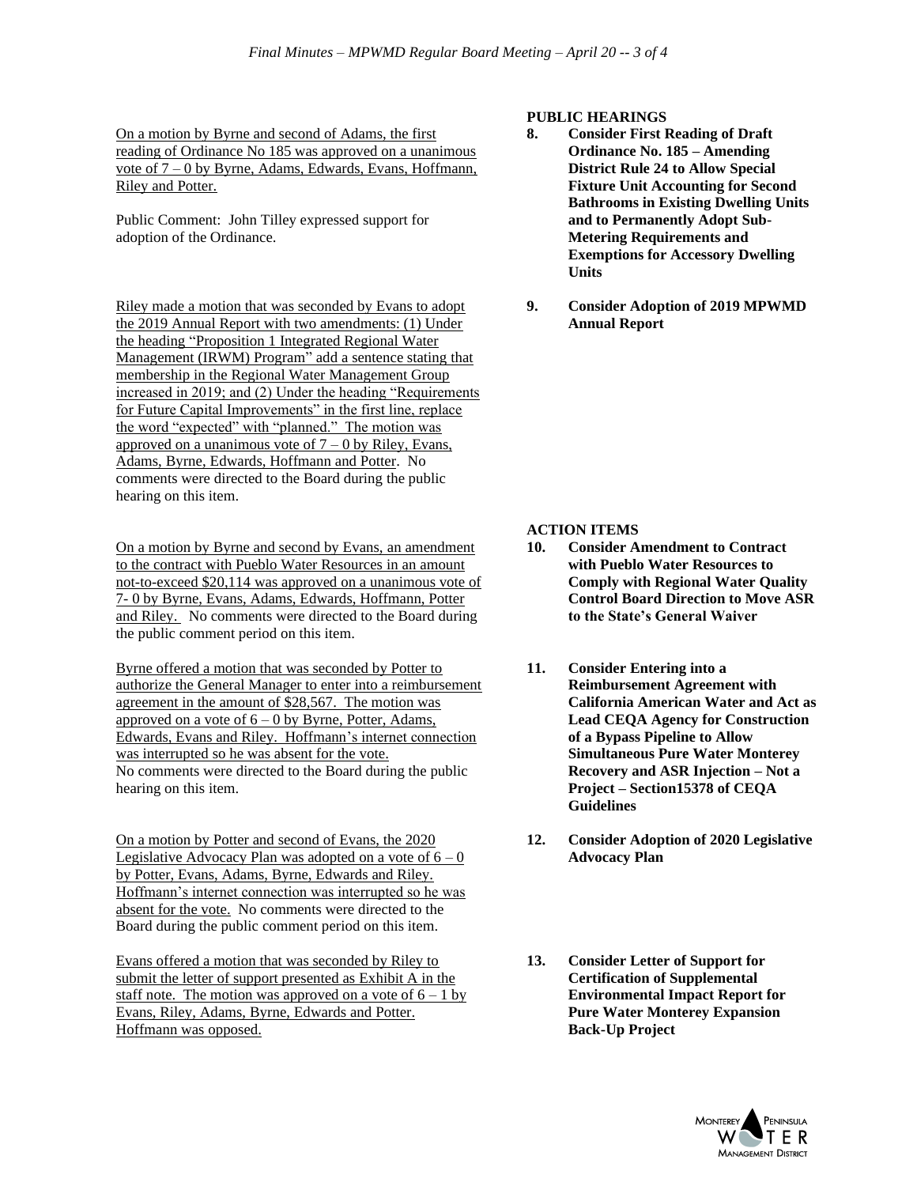## PUBLIC HEARINGS

**8. Consider First Reading of Draft Ordinance No. 185 – Amending District Rule 24 to Allow Special Fixture Unit Accounting for Second Bathrooms in Existing Dwelling Units and to Permanently Adopt Sub-Metering Requirements and Exemptions for Accessory Dwelling Units**

On a motion by Byrne and second of Adams, the first reading of Ordinance No 185 was approved on a unanimous vote of 7 – 0 by Byrne, Adams, Edwards, Evans, Hoffmann, Riley and Potter.

Public Comment: John Tilley expressed support for adoption of the Ordinance.

**9. Consider Adoption of 2019 MPWMD Annual Report**

Riley made a motion that was seconded by Evans to adopt the 2019 Annual Report with two amendments: (1) Under the heading "Proposition 1 Integrated Regional Water Management (IRWM) Program" add a sentence stating that membership in the Regional Water Management Group increased in 2019; and (2) Under the heading "Requirements for Future Capital Improvements" in the first line, replace the word "expected" with "planned." The motion was approved on a unanimous vote of 7 – 0 by Riley, Evans, Adams, Byrne, Edwards, Hoffmann and Potter. No comments were directed to the Board during the public hearing on this item.

## ACTION ITEMS

**10. Consider Amendment to Contract with Pueblo Water Resources to Comply with Regional Water Quality Control Board Direction to Move ASR to the State's General Waiver**

On a motion by Byrne and second by Evans, an amendment to the contract with Pueblo Water Resources in an amount not-to-exceed $20,114 was approved on a unanimous vote of 7- 0 by Byrne, Evans, Adams, Edwards, Hoffmann, Potter and Riley. No comments were directed to the Board during the public comment period on this item.

**11. Consider Entering into a Reimbursement Agreement with California American Water and Act as Lead CEQA Agency for Construction of a Bypass Pipeline to Allow Simultaneous Pure Water Monterey Recovery and ASR Injection – Not a Project – Section15378 of CEQA Guidelines**

Byrne offered a motion that was seconded by Potter to authorize the General Manager to enter into a reimbursement agreement in the amount of $28,567. The motion was approved on a vote of 6 – 0 by Byrne, Potter, Adams, Edwards, Evans and Riley. Hoffmann's internet connection was interrupted so he was absent for the vote. No comments were directed to the Board during the public hearing on this item.

**12. Consider Adoption of 2020 Legislative Advocacy Plan**

On a motion by Potter and second of Evans, the 2020 Legislative Advocacy Plan was adopted on a vote of 6 – 0 by Potter, Evans, Adams, Byrne, Edwards and Riley. Hoffmann's internet connection was interrupted so he was absent for the vote. No comments were directed to the Board during the public comment period on this item.

**13. Consider Letter of Support for Certification of Supplemental Environmental Impact Report for Pure Water Monterey Expansion Back-Up Project**

Evans offered a motion that was seconded by Riley to submit the letter of support presented as Exhibit A in the staff note. The motion was approved on a vote of 6 – 1 by Evans, Riley, Adams, Byrne, Edwards and Potter. Hoffmann was opposed.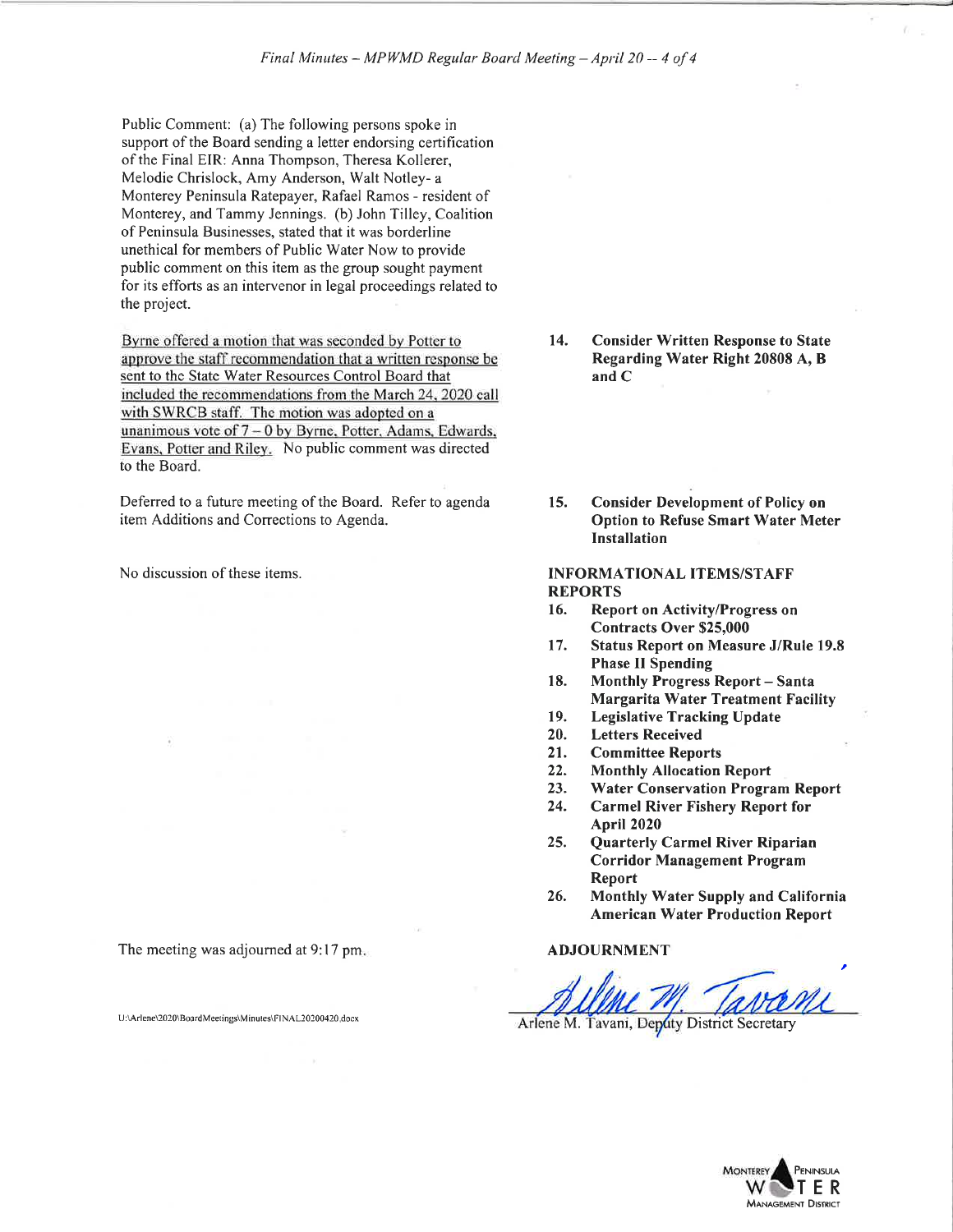Public Comment: (a) The following persons spoke in support of the Board sending a letter endorsing certification of the Final EIR: Anna Thompson, Theresa Kollerer, Melodie Chrislock, Amy Anderson, Walt Notley- a Monterey Peninsula Ratepayer, Rafael Ramos - resident of Monterey, and Tammy Jennings. (b) John Tilley, Coalition of Peninsula Businesses, stated that it was borderline unethical for members of Public Water Now to provide public comment on this item as the group sought payment for its efforts as an intervenor in legal proceedings related to the project.

**14. Consider Written Response to State Regarding Water Right 20808 A, B and C**

Byrne offered a motion that was seconded by Potter to approve the staff recommendation that a written response be sent to the State Water Resources Control Board that included the recommendations from the March 24, 2020 call with SWRCB staff. The motion was adopted on a unanimous vote of 7 – 0 by Byrne, Potter, Adams, Edwards, Evans, Potter and Riley. No public comment was directed to the Board.

**15. Consider Development of Policy on Option to Refuse Smart Water Meter Installation**

Deferred to a future meeting of the Board. Refer to agenda item Additions and Corrections to Agenda.

**INFORMATIONAL ITEMS/STAFF REPORTS**

No discussion of these items.

**16. Report on Activity/Progress on Contracts Over $25,000**
**17. Status Report on Measure J/Rule 19.8 Phase II Spending**
**18. Monthly Progress Report – Santa Margarita Water Treatment Facility**
**19. Legislative Tracking Update**
**20. Letters Received**
**21. Committee Reports**
**22. Monthly Allocation Report**
**23. Water Conservation Program Report**
**24. Carmel River Fishery Report for April 2020**
**25. Quarterly Carmel River Riparian Corridor Management Program Report**
**26. Monthly Water Supply and California American Water Production Report**

**ADJOURNMENT**

The meeting was adjourned at 9:17 pm.

Arlene M. Tavani, Deputy District Secretary

U:\Arlene\2020\BoardMeetings\Minutes\FINAL20200420.docx